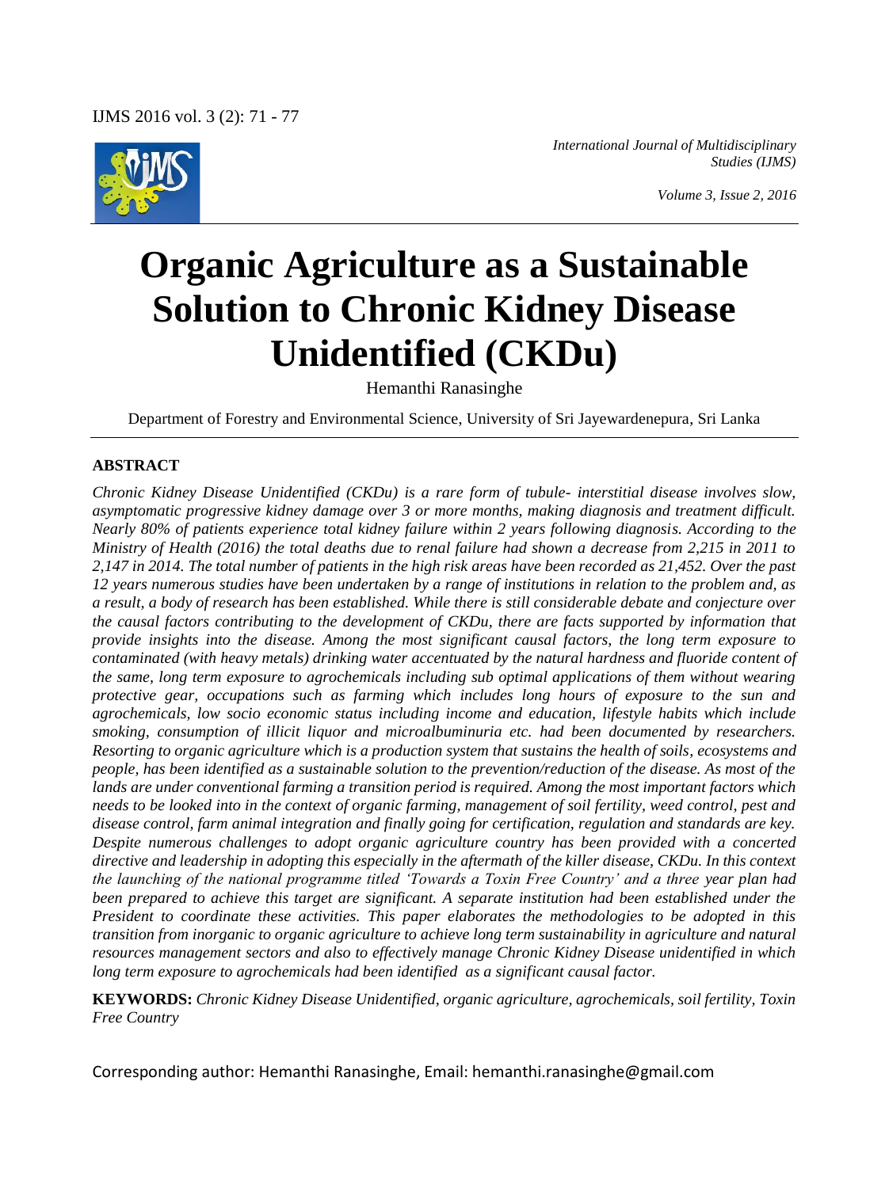# Organic Agriculture as a Sustainable Solution to Chronic Kidney Disease Unidentified (CKDu)

Hemanthi Ranasinghe

Department of Forestry and Environmental Science, University of Sri Jayewardenepura, Sri Lanka

## ABSTRACT

*Chronic Kidney Disease Unidentified (CKDu) is a rare form of tubule- interstitial disease involves slow, asymptomatic progressive kidney damage over 3 or more months, making diagnosis and treatment difficult. Nearly 80% of patients experience total kidney failure within 2 years following diagnosis. According to the Ministry of Health (2016) the total deaths due to renal failure had shown a decrease from 2,215 in 2011 to 2,147 in 2014. The total number of patients in the high risk areas have been recorded as 21,452. Over the past 12 years numerous studies have been undertaken by a range of institutions in relation to the problem and, as a result, a body of research has been established. While there is still considerable debate and conjecture over the causal factors contributing to the development of CKDu, there are facts supported by information that provide insights into the disease. Among the most significant causal factors, the long term exposure to contaminated (with heavy metals) drinking water accentuated by the natural hardness and fluoride content of the same, long term exposure to agrochemicals including sub optimal applications of them without wearing protective gear, occupations such as farming which includes long hours of exposure to the sun and agrochemicals, low socio economic status including income and education, lifestyle habits which include smoking, consumption of illicit liquor and microalbuminuria etc. had been documented by researchers. Resorting to organic agriculture which is a production system that sustains the health of soils, ecosystems and people, has been identified as a sustainable solution to the prevention/reduction of the disease. As most of the lands are under conventional farming a transition period is required. Among the most important factors which needs to be looked into in the context of organic farming, management of soil fertility, weed control, pest and disease control, farm animal integration and finally going for certification, regulation and standards are key. Despite numerous challenges to adopt organic agriculture country has been provided with a concerted directive and leadership in adopting this especially in the aftermath of the killer disease, CKDu. In this context the launching of the national programme titled 'Towards a Toxin Free Country' and a three year plan had been prepared to achieve this target are significant. A separate institution had been established under the President to coordinate these activities. This paper elaborates the methodologies to be adopted in this transition from inorganic to organic agriculture to achieve long term sustainability in agriculture and natural resources management sectors and also to effectively manage Chronic Kidney Disease unidentified in which long term exposure to agrochemicals had been identified as a significant causal factor.*

**KEYWORDS:** *Chronic Kidney Disease Unidentified, organic agriculture, agrochemicals, soil fertility, Toxin Free Country*

Corresponding author: Hemanthi Ranasinghe, Email: hemanthi.ranasinghe@gmail.com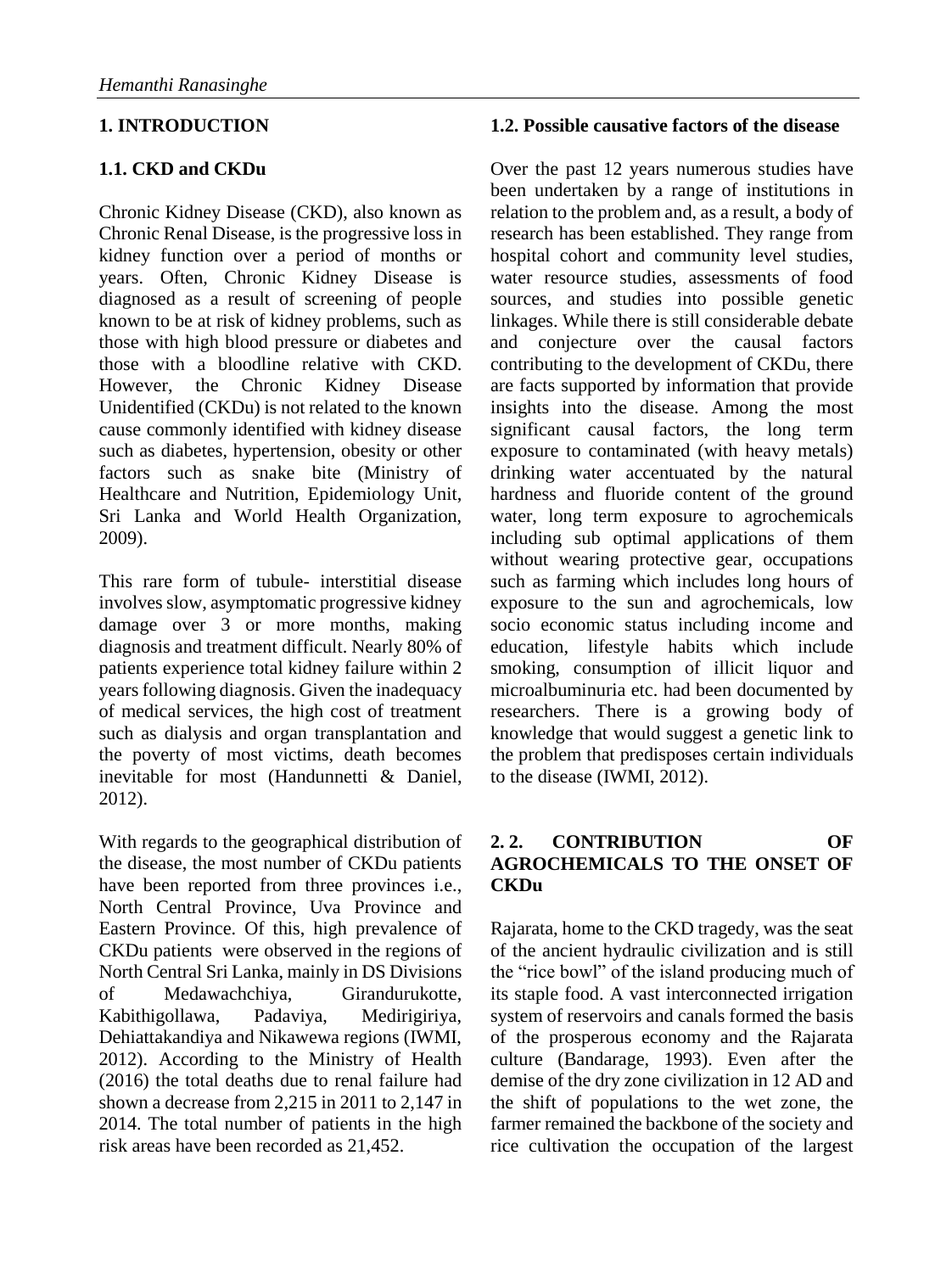## 1. INTRODUCTION

### 1.1. CKD and CKDu

Chronic Kidney Disease (CKD), also known as Chronic Renal Disease, is the progressive loss in kidney function over a period of months or years. Often, Chronic Kidney Disease is diagnosed as a result of screening of people known to be at risk of kidney problems, such as those with high blood pressure or diabetes and those with a bloodline relative with CKD. However, the Chronic Kidney Disease Unidentified (CKDu) is not related to the known cause commonly identified with kidney disease such as diabetes, hypertension, obesity or other factors such as snake bite (Ministry of Healthcare and Nutrition, Epidemiology Unit, Sri Lanka and World Health Organization, 2009).

This rare form of tubule- interstitial disease involves slow, asymptomatic progressive kidney damage over 3 or more months, making diagnosis and treatment difficult. Nearly 80% of patients experience total kidney failure within 2 years following diagnosis. Given the inadequacy of medical services, the high cost of treatment such as dialysis and organ transplantation and the poverty of most victims, death becomes inevitable for most (Handunnetti & Daniel, 2012).

With regards to the geographical distribution of the disease, the most number of CKDu patients have been reported from three provinces i.e., North Central Province, Uva Province and Eastern Province. Of this, high prevalence of CKDu patients were observed in the regions of North Central Sri Lanka, mainly in DS Divisions of Medawachchiya, Girandurukotte, Kabithigollawa, Padaviya, Medirigiriya, Dehiattakandiya and Nikawewa regions (IWMI, 2012). According to the Ministry of Health (2016) the total deaths due to renal failure had shown a decrease from 2,215 in 2011 to 2,147 in 2014. The total number of patients in the high risk areas have been recorded as 21,452.

### 1.2. Possible causative factors of the disease

Over the past 12 years numerous studies have been undertaken by a range of institutions in relation to the problem and, as a result, a body of research has been established. They range from hospital cohort and community level studies, water resource studies, assessments of food sources, and studies into possible genetic linkages. While there is still considerable debate and conjecture over the causal factors contributing to the development of CKDu, there are facts supported by information that provide insights into the disease. Among the most significant causal factors, the long term exposure to contaminated (with heavy metals) drinking water accentuated by the natural hardness and fluoride content of the ground water, long term exposure to agrochemicals including sub optimal applications of them without wearing protective gear, occupations such as farming which includes long hours of exposure to the sun and agrochemicals, low socio economic status including income and education, lifestyle habits which include smoking, consumption of illicit liquor and microalbuminuria etc. had been documented by researchers. There is a growing body of knowledge that would suggest a genetic link to the problem that predisposes certain individuals to the disease (IWMI, 2012).

## 2. 2. CONTRIBUTION OF AGROCHEMICALS TO THE ONSET OF CKDu

Rajarata, home to the CKD tragedy, was the seat of the ancient hydraulic civilization and is still the "rice bowl" of the island producing much of its staple food. A vast interconnected irrigation system of reservoirs and canals formed the basis of the prosperous economy and the Rajarata culture (Bandarage, 1993). Even after the demise of the dry zone civilization in 12 AD and the shift of populations to the wet zone, the farmer remained the backbone of the society and rice cultivation the occupation of the largest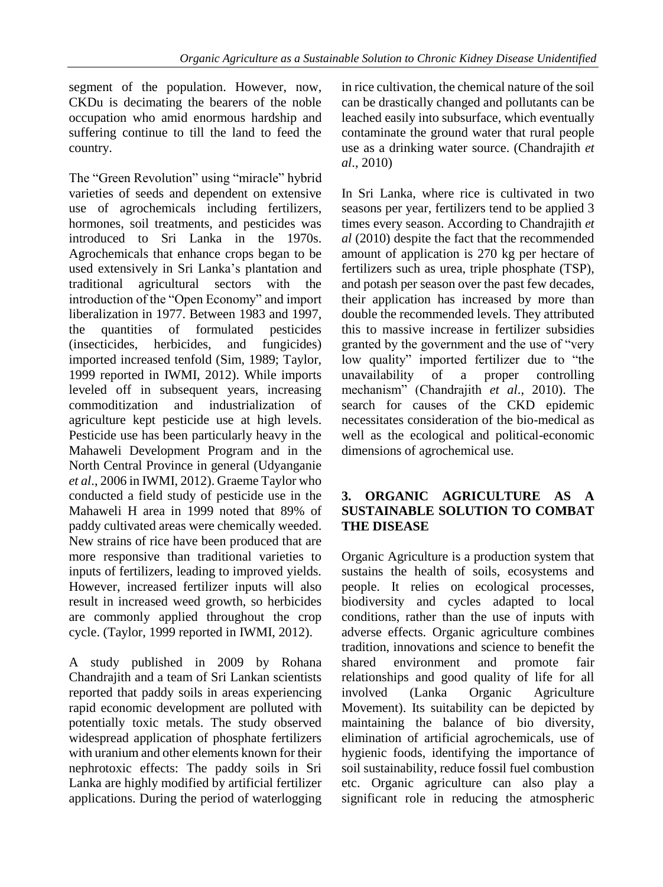segment of the population. However, now, CKDu is decimating the bearers of the noble occupation who amid enormous hardship and suffering continue to till the land to feed the country.

The "Green Revolution" using "miracle" hybrid varieties of seeds and dependent on extensive use of agrochemicals including fertilizers, hormones, soil treatments, and pesticides was introduced to Sri Lanka in the 1970s. Agrochemicals that enhance crops began to be used extensively in Sri Lanka's plantation and traditional agricultural sectors with the introduction of the "Open Economy" and import liberalization in 1977. Between 1983 and 1997, the quantities of formulated pesticides (insecticides, herbicides, and fungicides) imported increased tenfold (Sim, 1989; Taylor, 1999 reported in IWMI, 2012). While imports leveled off in subsequent years, increasing commoditization and industrialization of agriculture kept pesticide use at high levels. Pesticide use has been particularly heavy in the Mahaweli Development Program and in the North Central Province in general (Udyanganie *et al*., 2006 in IWMI, 2012). Graeme Taylor who conducted a field study of pesticide use in the Mahaweli H area in 1999 noted that 89% of paddy cultivated areas were chemically weeded. New strains of rice have been produced that are more responsive than traditional varieties to inputs of fertilizers, leading to improved yields. However, increased fertilizer inputs will also result in increased weed growth, so herbicides are commonly applied throughout the crop cycle. (Taylor, 1999 reported in IWMI, 2012).

A study published in 2009 by Rohana Chandrajith and a team of Sri Lankan scientists reported that paddy soils in areas experiencing rapid economic development are polluted with potentially toxic metals. The study observed widespread application of phosphate fertilizers with uranium and other elements known for their nephrotoxic effects: The paddy soils in Sri Lanka are highly modified by artificial fertilizer applications. During the period of waterlogging in rice cultivation, the chemical nature of the soil can be drastically changed and pollutants can be leached easily into subsurface, which eventually contaminate the ground water that rural people use as a drinking water source. (Chandrajith *et al*., 2010)

In Sri Lanka, where rice is cultivated in two seasons per year, fertilizers tend to be applied 3 times every season. According to Chandrajith *et al* (2010) despite the fact that the recommended amount of application is 270 kg per hectare of fertilizers such as urea, triple phosphate (TSP), and potash per season over the past few decades, their application has increased by more than double the recommended levels. They attributed this to massive increase in fertilizer subsidies granted by the government and the use of "very low quality" imported fertilizer due to "the unavailability of a proper controlling mechanism" (Chandrajith *et al*., 2010). The search for causes of the CKD epidemic necessitates consideration of the bio-medical as well as the ecological and political-economic dimensions of agrochemical use.

## 3. ORGANIC AGRICULTURE AS A SUSTAINABLE SOLUTION TO COMBAT THE DISEASE

Organic Agriculture is a production system that sustains the health of soils, ecosystems and people. It relies on ecological processes, biodiversity and cycles adapted to local conditions, rather than the use of inputs with adverse effects. Organic agriculture combines tradition, innovations and science to benefit the shared environment and promote fair relationships and good quality of life for all involved (Lanka Organic Agriculture Movement). Its suitability can be depicted by maintaining the balance of bio diversity, elimination of artificial agrochemicals, use of hygienic foods, identifying the importance of soil sustainability, reduce fossil fuel combustion etc. Organic agriculture can also play a significant role in reducing the atmospheric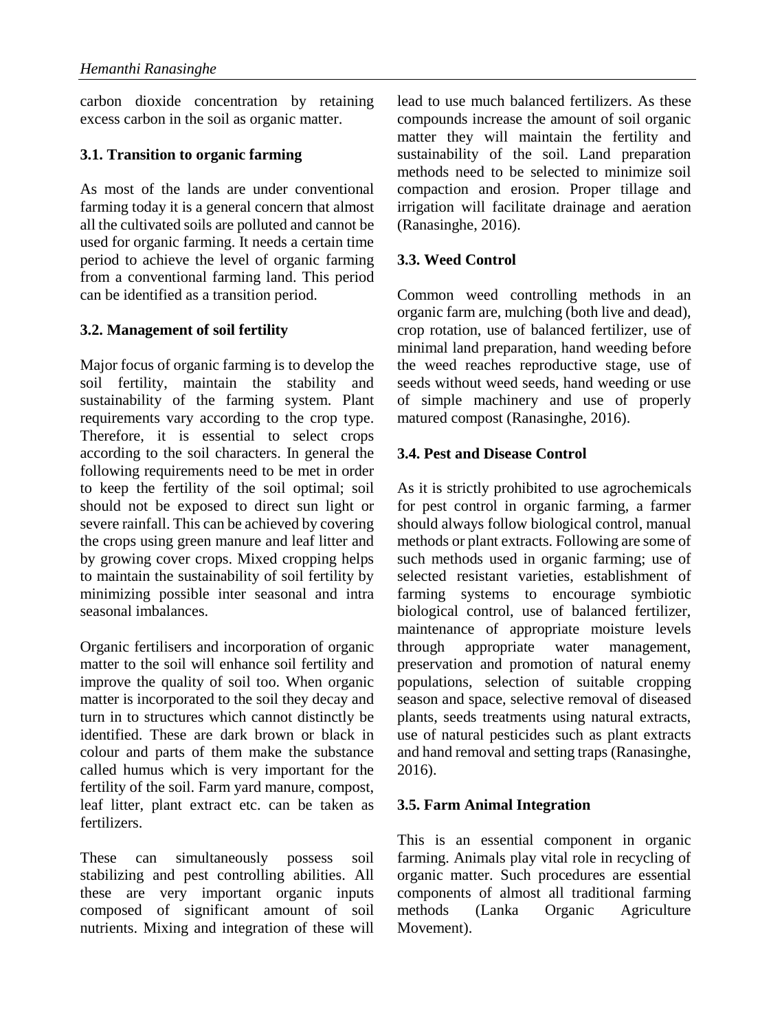carbon dioxide concentration by retaining excess carbon in the soil as organic matter.

### 3.1. Transition to organic farming

As most of the lands are under conventional farming today it is a general concern that almost all the cultivated soils are polluted and cannot be used for organic farming. It needs a certain time period to achieve the level of organic farming from a conventional farming land. This period can be identified as a transition period.

### 3.2. Management of soil fertility

Major focus of organic farming is to develop the soil fertility, maintain the stability and sustainability of the farming system. Plant requirements vary according to the crop type. Therefore, it is essential to select crops according to the soil characters. In general the following requirements need to be met in order to keep the fertility of the soil optimal; soil should not be exposed to direct sun light or severe rainfall. This can be achieved by covering the crops using green manure and leaf litter and by growing cover crops. Mixed cropping helps to maintain the sustainability of soil fertility by minimizing possible inter seasonal and intra seasonal imbalances.

Organic fertilisers and incorporation of organic matter to the soil will enhance soil fertility and improve the quality of soil too. When organic matter is incorporated to the soil they decay and turn in to structures which cannot distinctly be identified. These are dark brown or black in colour and parts of them make the substance called humus which is very important for the fertility of the soil. Farm yard manure, compost, leaf litter, plant extract etc. can be taken as fertilizers.

These can simultaneously possess soil stabilizing and pest controlling abilities. All these are very important organic inputs composed of significant amount of soil nutrients. Mixing and integration of these will lead to use much balanced fertilizers. As these compounds increase the amount of soil organic matter they will maintain the fertility and sustainability of the soil. Land preparation methods need to be selected to minimize soil compaction and erosion. Proper tillage and irrigation will facilitate drainage and aeration (Ranasinghe, 2016).

### 3.3. Weed Control

Common weed controlling methods in an organic farm are, mulching (both live and dead), crop rotation, use of balanced fertilizer, use of minimal land preparation, hand weeding before the weed reaches reproductive stage, use of seeds without weed seeds, hand weeding or use of simple machinery and use of properly matured compost (Ranasinghe, 2016).

### 3.4. Pest and Disease Control

As it is strictly prohibited to use agrochemicals for pest control in organic farming, a farmer should always follow biological control, manual methods or plant extracts. Following are some of such methods used in organic farming; use of selected resistant varieties, establishment of farming systems to encourage symbiotic biological control, use of balanced fertilizer, maintenance of appropriate moisture levels through appropriate water management, preservation and promotion of natural enemy populations, selection of suitable cropping season and space, selective removal of diseased plants, seeds treatments using natural extracts, use of natural pesticides such as plant extracts and hand removal and setting traps (Ranasinghe, 2016).

### 3.5. Farm Animal Integration

This is an essential component in organic farming. Animals play vital role in recycling of organic matter. Such procedures are essential components of almost all traditional farming methods (Lanka Organic Agriculture Movement).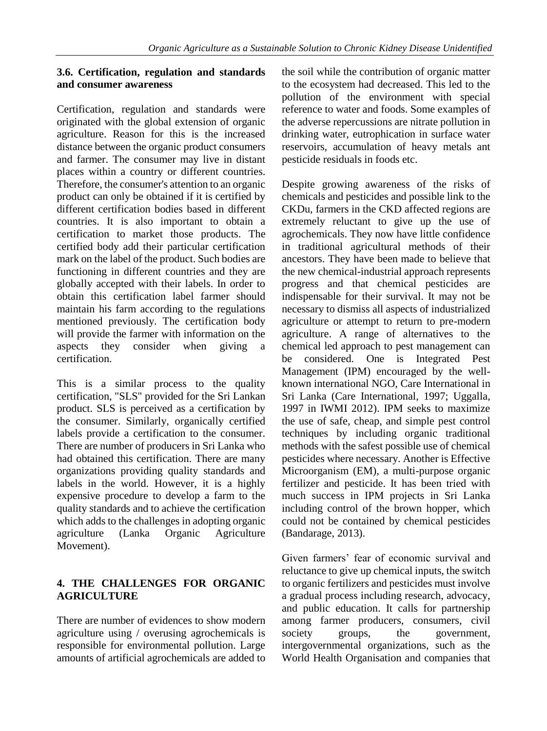### 3.6. Certification, regulation and standards and consumer awareness

Certification, regulation and standards were originated with the global extension of organic agriculture. Reason for this is the increased distance between the organic product consumers and farmer. The consumer may live in distant places within a country or different countries. Therefore, the consumer's attention to an organic product can only be obtained if it is certified by different certification bodies based in different countries. It is also important to obtain a certification to market those products. The certified body add their particular certification mark on the label of the product. Such bodies are functioning in different countries and they are globally accepted with their labels. In order to obtain this certification label farmer should maintain his farm according to the regulations mentioned previously. The certification body will provide the farmer with information on the aspects they consider when giving a certification.

This is a similar process to the quality certification, "SLS" provided for the Sri Lankan product. SLS is perceived as a certification by the consumer. Similarly, organically certified labels provide a certification to the consumer. There are number of producers in Sri Lanka who had obtained this certification. There are many organizations providing quality standards and labels in the world. However, it is a highly expensive procedure to develop a farm to the quality standards and to achieve the certification which adds to the challenges in adopting organic agriculture (Lanka Organic Agriculture Movement).

## 4. THE CHALLENGES FOR ORGANIC AGRICULTURE

There are number of evidences to show modern agriculture using / overusing agrochemicals is responsible for environmental pollution. Large amounts of artificial agrochemicals are added to the soil while the contribution of organic matter to the ecosystem had decreased. This led to the pollution of the environment with special reference to water and foods. Some examples of the adverse repercussions are nitrate pollution in drinking water, eutrophication in surface water reservoirs, accumulation of heavy metals ant pesticide residuals in foods etc.

Despite growing awareness of the risks of chemicals and pesticides and possible link to the CKDu, farmers in the CKD affected regions are extremely reluctant to give up the use of agrochemicals. They now have little confidence in traditional agricultural methods of their ancestors. They have been made to believe that the new chemical-industrial approach represents progress and that chemical pesticides are indispensable for their survival. It may not be necessary to dismiss all aspects of industrialized agriculture or attempt to return to pre-modern agriculture. A range of alternatives to the chemical led approach to pest management can be considered. One is Integrated Pest Management (IPM) encouraged by the well-known international NGO, Care International in Sri Lanka (Care International, 1997; Uggalla, 1997 in IWMI 2012). IPM seeks to maximize the use of safe, cheap, and simple pest control techniques by including organic traditional methods with the safest possible use of chemical pesticides where necessary. Another is Effective Microorganism (EM), a multi-purpose organic fertilizer and pesticide. It has been tried with much success in IPM projects in Sri Lanka including control of the brown hopper, which could not be contained by chemical pesticides (Bandarage, 2013).

Given farmers' fear of economic survival and reluctance to give up chemical inputs, the switch to organic fertilizers and pesticides must involve a gradual process including research, advocacy, and public education. It calls for partnership among farmer producers, consumers, civil society groups, the government, intergovernmental organizations, such as the World Health Organisation and companies that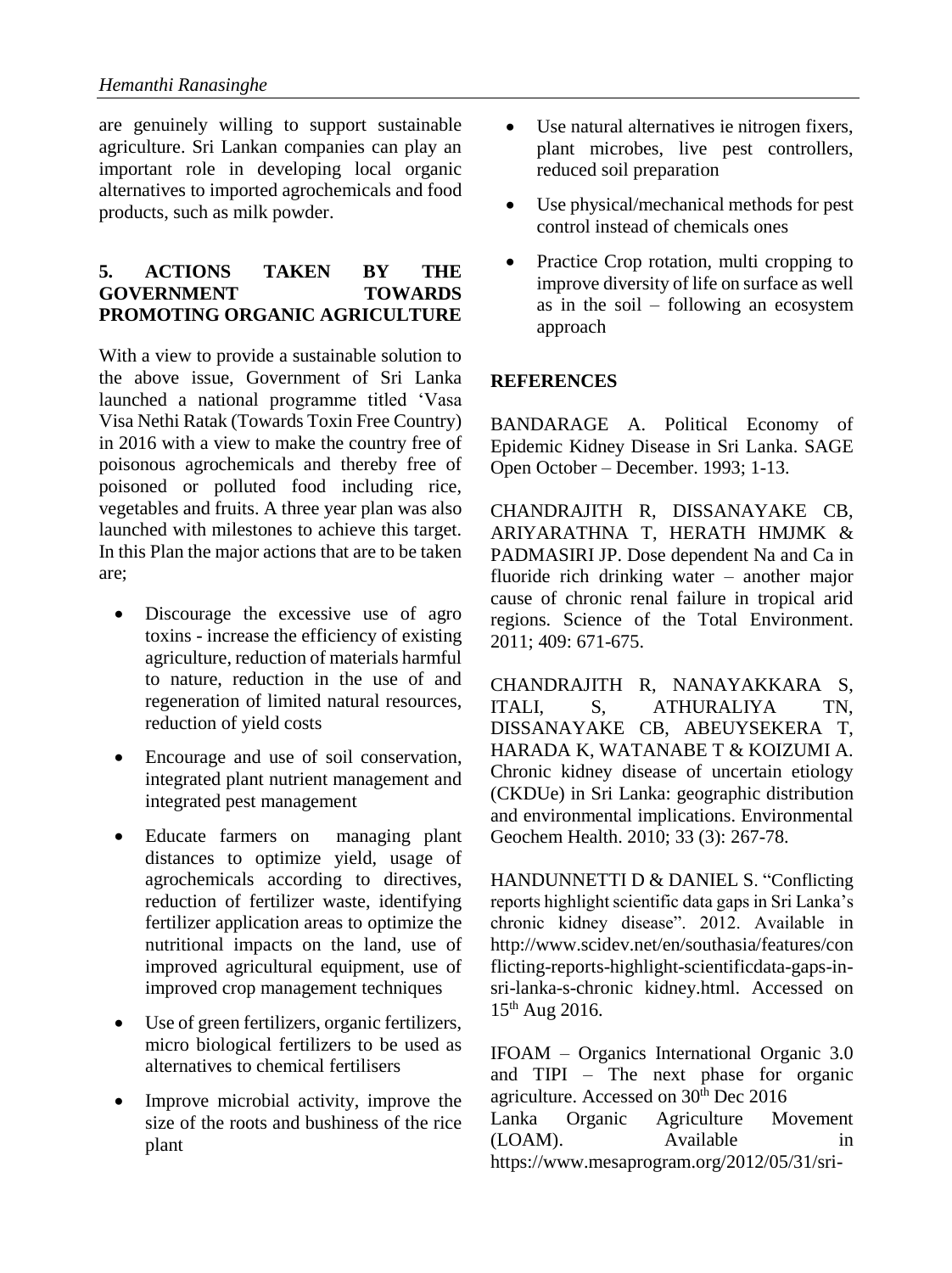are genuinely willing to support sustainable agriculture. Sri Lankan companies can play an important role in developing local organic alternatives to imported agrochemicals and food products, such as milk powder.

## 5. ACTIONS TAKEN BY THE GOVERNMENT TOWARDS PROMOTING ORGANIC AGRICULTURE

With a view to provide a sustainable solution to the above issue, Government of Sri Lanka launched a national programme titled 'Vasa Visa Nethi Ratak (Towards Toxin Free Country) in 2016 with a view to make the country free of poisonous agrochemicals and thereby free of poisoned or polluted food including rice, vegetables and fruits. A three year plan was also launched with milestones to achieve this target. In this Plan the major actions that are to be taken are;

- Discourage the excessive use of agro toxins - increase the efficiency of existing agriculture, reduction of materials harmful to nature, reduction in the use of and regeneration of limited natural resources, reduction of yield costs
- Encourage and use of soil conservation, integrated plant nutrient management and integrated pest management
- Educate farmers on managing plant distances to optimize yield, usage of agrochemicals according to directives, reduction of fertilizer waste, identifying fertilizer application areas to optimize the nutritional impacts on the land, use of improved agricultural equipment, use of improved crop management techniques
- Use of green fertilizers, organic fertilizers, micro biological fertilizers to be used as alternatives to chemical fertilisers
- Improve microbial activity, improve the size of the roots and bushiness of the rice plant
- Use natural alternatives ie nitrogen fixers, plant microbes, live pest controllers, reduced soil preparation
- Use physical/mechanical methods for pest control instead of chemicals ones
- Practice Crop rotation, multi cropping to improve diversity of life on surface as well as in the soil – following an ecosystem approach

## REFERENCES

BANDARAGE A. Political Economy of Epidemic Kidney Disease in Sri Lanka. SAGE Open October – December. 1993; 1-13.

CHANDRAJITH R, DISSANAYAKE CB, ARIYARATHNA T, HERATH HMJMK & PADMASIRI JP. Dose dependent Na and Ca in fluoride rich drinking water – another major cause of chronic renal failure in tropical arid regions. Science of the Total Environment. 2011; 409: 671-675.

CHANDRAJITH R, NANAYAKKARA S, ITALI, S, ATHURALIYA TN, DISSANAYAKE CB, ABEUYSEKERA T, HARADA K, WATANABE T & KOIZUMI A. Chronic kidney disease of uncertain etiology (CKDUe) in Sri Lanka: geographic distribution and environmental implications. Environmental Geochem Health. 2010; 33 (3): 267-78.

HANDUNNETTI D & DANIEL S. "Conflicting reports highlight scientific data gaps in Sri Lanka's chronic kidney disease". 2012. Available in http://www.scidev.net/en/southasia/features/conflicting-reports-highlight-scientificdata-gaps-in-sri-lanka-s-chronic kidney.html. Accessed on 15th Aug 2016.

IFOAM – Organics International Organic 3.0 and TIPI – The next phase for organic agriculture. Accessed on 30th Dec 2016

Lanka Organic Agriculture Movement (LOAM). Available in https://www.mesaprogram.org/2012/05/31/sri-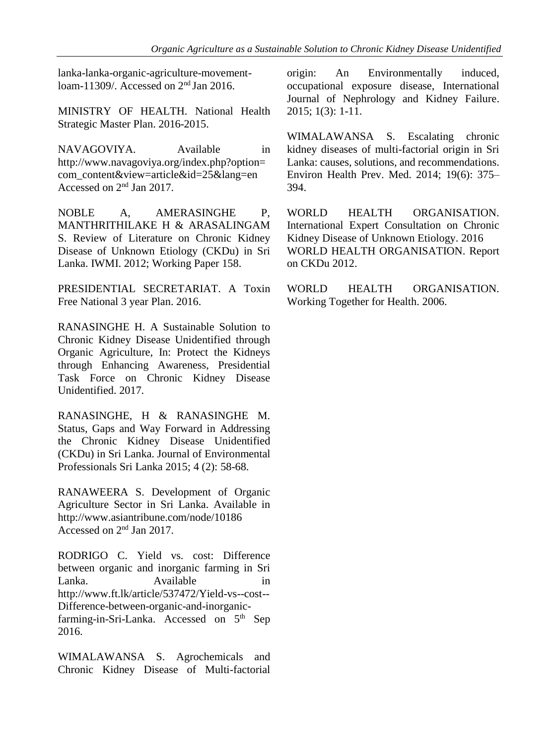lanka-lanka-organic-agriculture-movement-loam-11309/. Accessed on 2nd Jan 2016.

MINISTRY OF HEALTH. National Health Strategic Master Plan. 2016-2015.

NAVAGOVIYA. Available in http://www.navagoviya.org/index.php?option=com_content&view=article&id=25&lang=en Accessed on 2nd Jan 2017.

NOBLE A, AMERASINGHE P, MANTHRITHILAKE H & ARASALINGAM S. Review of Literature on Chronic Kidney Disease of Unknown Etiology (CKDu) in Sri Lanka. IWMI. 2012; Working Paper 158.

PRESIDENTIAL SECRETARIAT. A Toxin Free National 3 year Plan. 2016.

RANASINGHE H. A Sustainable Solution to Chronic Kidney Disease Unidentified through Organic Agriculture, In: Protect the Kidneys through Enhancing Awareness, Presidential Task Force on Chronic Kidney Disease Unidentified. 2017.

RANASINGHE, H & RANASINGHE M. Status, Gaps and Way Forward in Addressing the Chronic Kidney Disease Unidentified (CKDu) in Sri Lanka. Journal of Environmental Professionals Sri Lanka 2015; 4 (2): 58-68.

RANAWEERA S. Development of Organic Agriculture Sector in Sri Lanka. Available in http://www.asiantribune.com/node/10186 Accessed on 2nd Jan 2017.

RODRIGO C. Yield vs. cost: Difference between organic and inorganic farming in Sri Lanka. Available in http://www.ft.lk/article/537472/Yield-vs--cost--Difference-between-organic-and-inorganic-farming-in-Sri-Lanka. Accessed on 5th Sep 2016.

WIMALAWANSA S. Agrochemicals and Chronic Kidney Disease of Multi-factorial origin: An Environmentally induced, occupational exposure disease, International Journal of Nephrology and Kidney Failure. 2015; 1(3): 1-11.

WIMALAWANSA S. Escalating chronic kidney diseases of multi-factorial origin in Sri Lanka: causes, solutions, and recommendations. Environ Health Prev. Med. 2014; 19(6): 375–394.

WORLD HEALTH ORGANISATION. International Expert Consultation on Chronic Kidney Disease of Unknown Etiology. 2016

WORLD HEALTH ORGANISATION. Report on CKDu 2012.

WORLD HEALTH ORGANISATION. Working Together for Health. 2006.